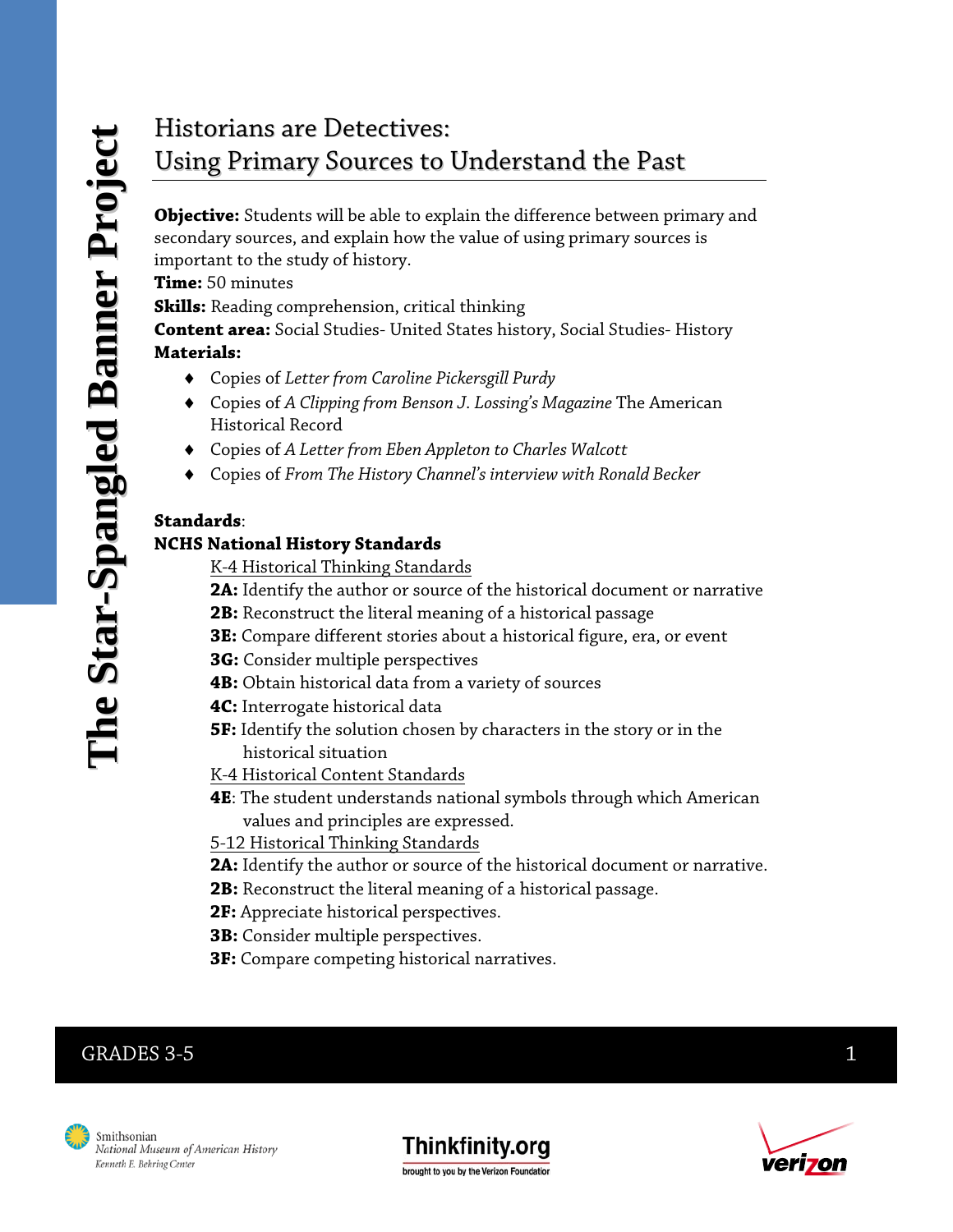# Historians are Detectives: Using Primary Sources to Understand the Past

**Objective:** Students will be able to explain the difference between primary and secondary sources, and explain how the value of using primary sources is important to the study of history.
**Time:** 50 minutes
**Skills:** Reading comprehension, critical thinking
**Content area:** Social Studies- United States history, Social Studies- History
**Materials:**

- Copies of *Letter from Caroline Pickersgill Purdy*
- Copies of *A Clipping from Benson J. Lossing's Magazine* The American Historical Record
- Copies of *A Letter from Eben Appleton to Charles Walcott*
- Copies of *From The History Channel's interview with Ronald Becker*

**Standards**:

**NCHS National History Standards**

K-4 Historical Thinking Standards

**2A:** Identify the author or source of the historical document or narrative
**2B:** Reconstruct the literal meaning of a historical passage
**3E:** Compare different stories about a historical figure, era, or event
**3G:** Consider multiple perspectives
**4B:** Obtain historical data from a variety of sources
**4C:** Interrogate historical data
**5F:** Identify the solution chosen by characters in the story or in the historical situation

K-4 Historical Content Standards

**4E**: The student understands national symbols through which American values and principles are expressed.

5-12 Historical Thinking Standards

**2A:** Identify the author or source of the historical document or narrative.
**2B:** Reconstruct the literal meaning of a historical passage.
**2F:** Appreciate historical perspectives.
**3B:** Consider multiple perspectives.
**3F:** Compare competing historical narratives.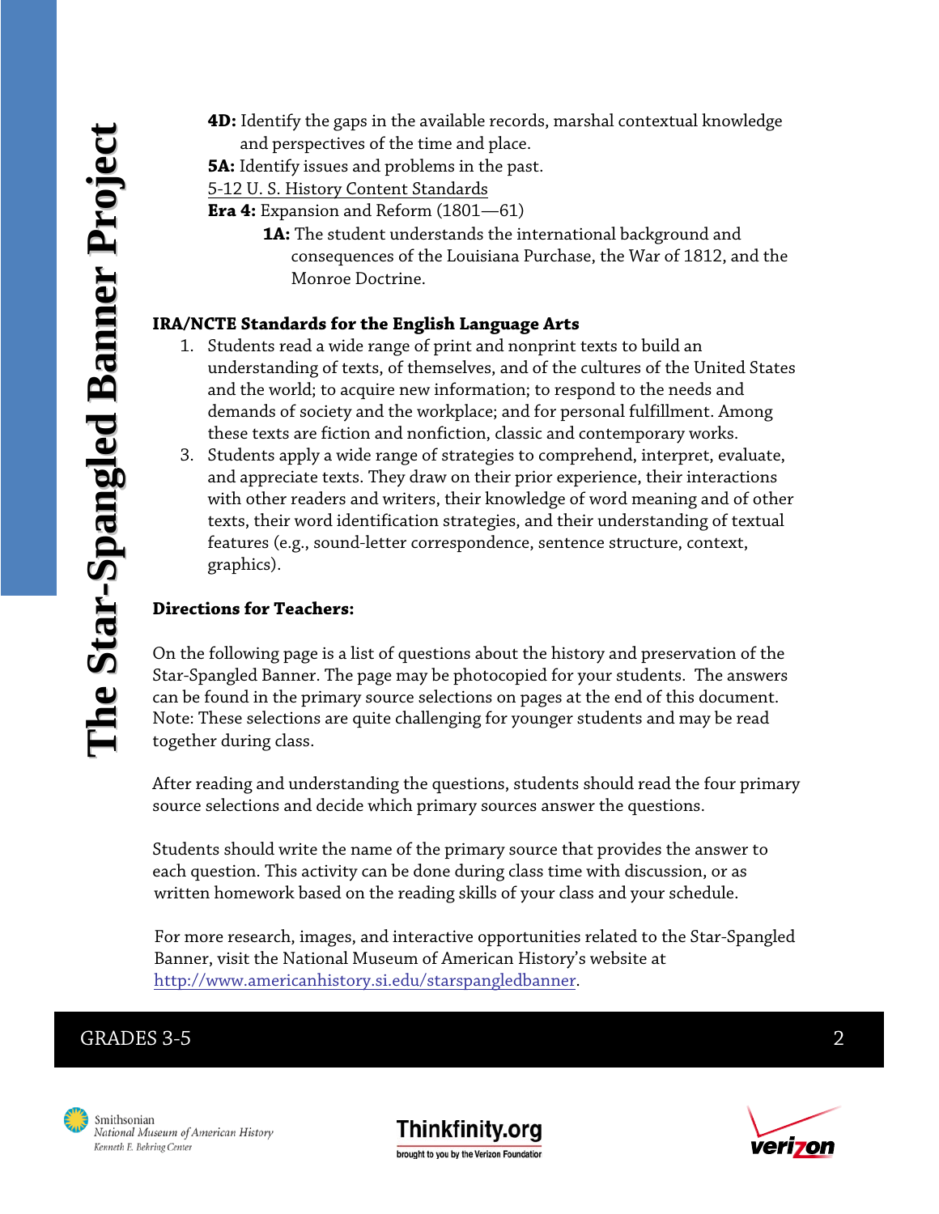**4D:** Identify the gaps in the available records, marshal contextual knowledge and perspectives of the time and place.

**5A:** Identify issues and problems in the past.

5-12 U. S. History Content Standards

**Era 4:** Expansion and Reform (1801—61)

**1A:** The student understands the international background and consequences of the Louisiana Purchase, the War of 1812, and the Monroe Doctrine.

**IRA/NCTE Standards for the English Language Arts**

1. Students read a wide range of print and nonprint texts to build an understanding of texts, of themselves, and of the cultures of the United States and the world; to acquire new information; to respond to the needs and demands of society and the workplace; and for personal fulfillment. Among these texts are fiction and nonfiction, classic and contemporary works.
3. Students apply a wide range of strategies to comprehend, interpret, evaluate, and appreciate texts. They draw on their prior experience, their interactions with other readers and writers, their knowledge of word meaning and of other texts, their word identification strategies, and their understanding of textual features (e.g., sound-letter correspondence, sentence structure, context, graphics).

**Directions for Teachers:**

On the following page is a list of questions about the history and preservation of the Star-Spangled Banner. The page may be photocopied for your students. The answers can be found in the primary source selections on pages at the end of this document. Note: These selections are quite challenging for younger students and may be read together during class.

After reading and understanding the questions, students should read the four primary source selections and decide which primary sources answer the questions.

Students should write the name of the primary source that provides the answer to each question. This activity can be done during class time with discussion, or as written homework based on the reading skills of your class and your schedule.

For more research, images, and interactive opportunities related to the Star-Spangled Banner, visit the National Museum of American History's website at http://www.americanhistory.si.edu/starspangledbanner.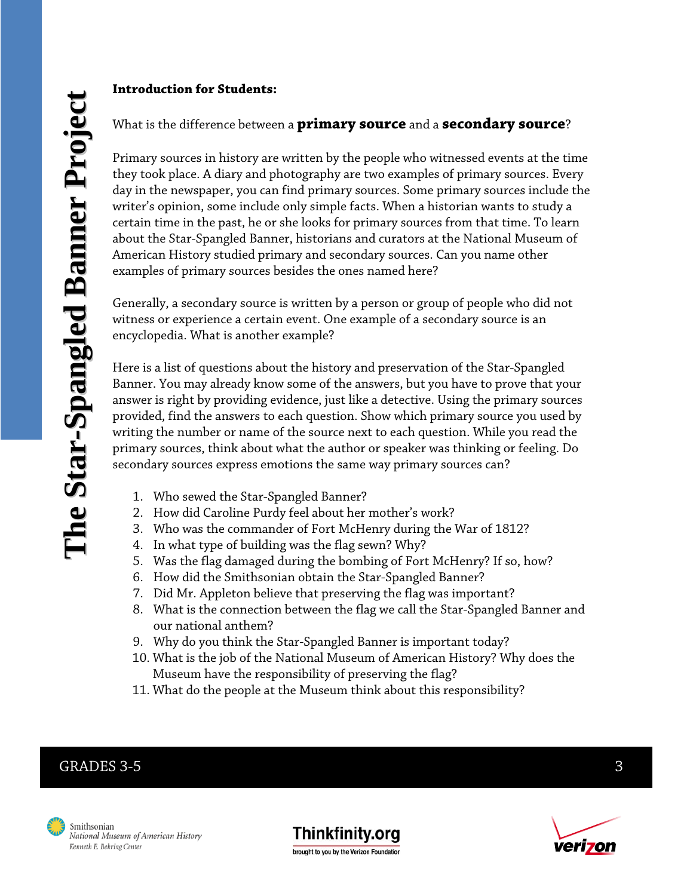**Introduction for Students:**

What is the difference between a **primary source** and a **secondary source**?

Primary sources in history are written by the people who witnessed events at the time they took place. A diary and photography are two examples of primary sources. Every day in the newspaper, you can find primary sources. Some primary sources include the writer's opinion, some include only simple facts. When a historian wants to study a certain time in the past, he or she looks for primary sources from that time. To learn about the Star-Spangled Banner, historians and curators at the National Museum of American History studied primary and secondary sources. Can you name other examples of primary sources besides the ones named here?

Generally, a secondary source is written by a person or group of people who did not witness or experience a certain event. One example of a secondary source is an encyclopedia. What is another example?

Here is a list of questions about the history and preservation of the Star-Spangled Banner. You may already know some of the answers, but you have to prove that your answer is right by providing evidence, just like a detective. Using the primary sources provided, find the answers to each question. Show which primary source you used by writing the number or name of the source next to each question. While you read the primary sources, think about what the author or speaker was thinking or feeling. Do secondary sources express emotions the same way primary sources can?

1. Who sewed the Star-Spangled Banner?
2. How did Caroline Purdy feel about her mother's work?
3. Who was the commander of Fort McHenry during the War of 1812?
4. In what type of building was the flag sewn? Why?
5. Was the flag damaged during the bombing of Fort McHenry? If so, how?
6. How did the Smithsonian obtain the Star-Spangled Banner?
7. Did Mr. Appleton believe that preserving the flag was important?
8. What is the connection between the flag we call the Star-Spangled Banner and our national anthem?
9. Why do you think the Star-Spangled Banner is important today?
10. What is the job of the National Museum of American History? Why does the Museum have the responsibility of preserving the flag?
11. What do the people at the Museum think about this responsibility?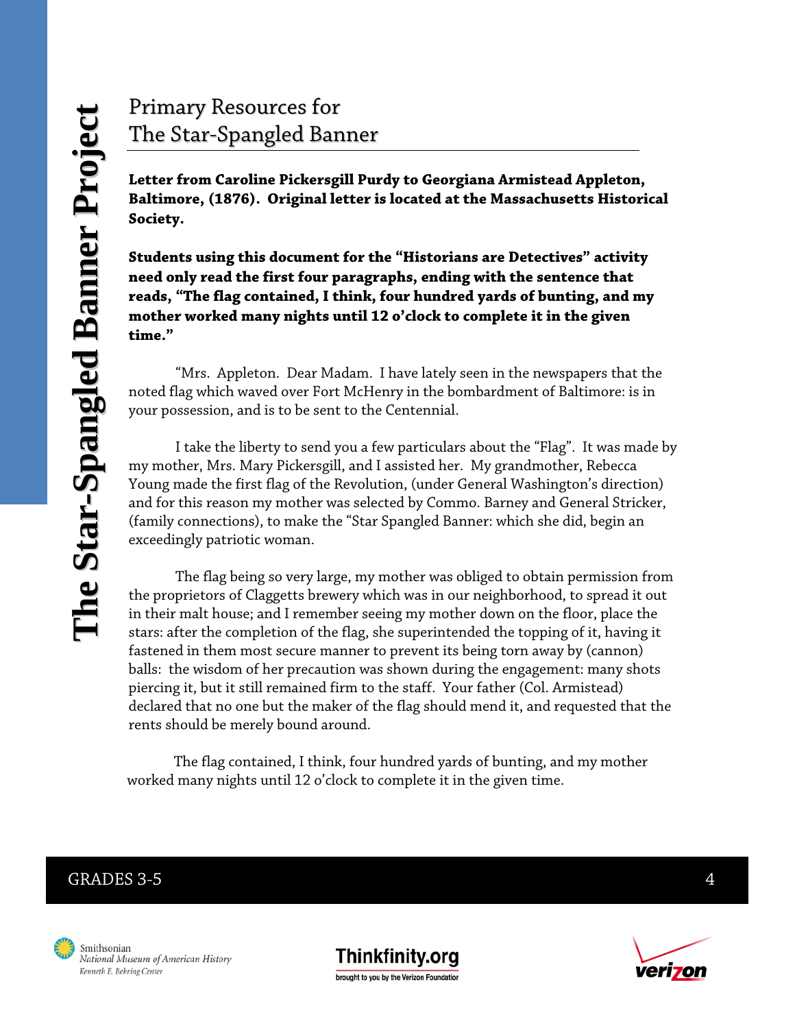# Primary Resources for The Star-Spangled Banner

**Letter from Caroline Pickersgill Purdy to Georgiana Armistead Appleton, Baltimore, (1876). Original letter is located at the Massachusetts Historical Society.**

**Students using this document for the "Historians are Detectives" activity need only read the first four paragraphs, ending with the sentence that reads, "The flag contained, I think, four hundred yards of bunting, and my mother worked many nights until 12 o'clock to complete it in the given time."**

"Mrs. Appleton. Dear Madam. I have lately seen in the newspapers that the noted flag which waved over Fort McHenry in the bombardment of Baltimore: is in your possession, and is to be sent to the Centennial.

I take the liberty to send you a few particulars about the "Flag". It was made by my mother, Mrs. Mary Pickersgill, and I assisted her. My grandmother, Rebecca Young made the first flag of the Revolution, (under General Washington's direction) and for this reason my mother was selected by Commo. Barney and General Stricker, (family connections), to make the "Star Spangled Banner: which she did, begin an exceedingly patriotic woman.

The flag being so very large, my mother was obliged to obtain permission from the proprietors of Claggetts brewery which was in our neighborhood, to spread it out in their malt house; and I remember seeing my mother down on the floor, place the stars: after the completion of the flag, she superintended the topping of it, having it fastened in them most secure manner to prevent its being torn away by (cannon) balls: the wisdom of her precaution was shown during the engagement: many shots piercing it, but it still remained firm to the staff. Your father (Col. Armistead) declared that no one but the maker of the flag should mend it, and requested that the rents should be merely bound around.

The flag contained, I think, four hundred yards of bunting, and my mother worked many nights until 12 o'clock to complete it in the given time.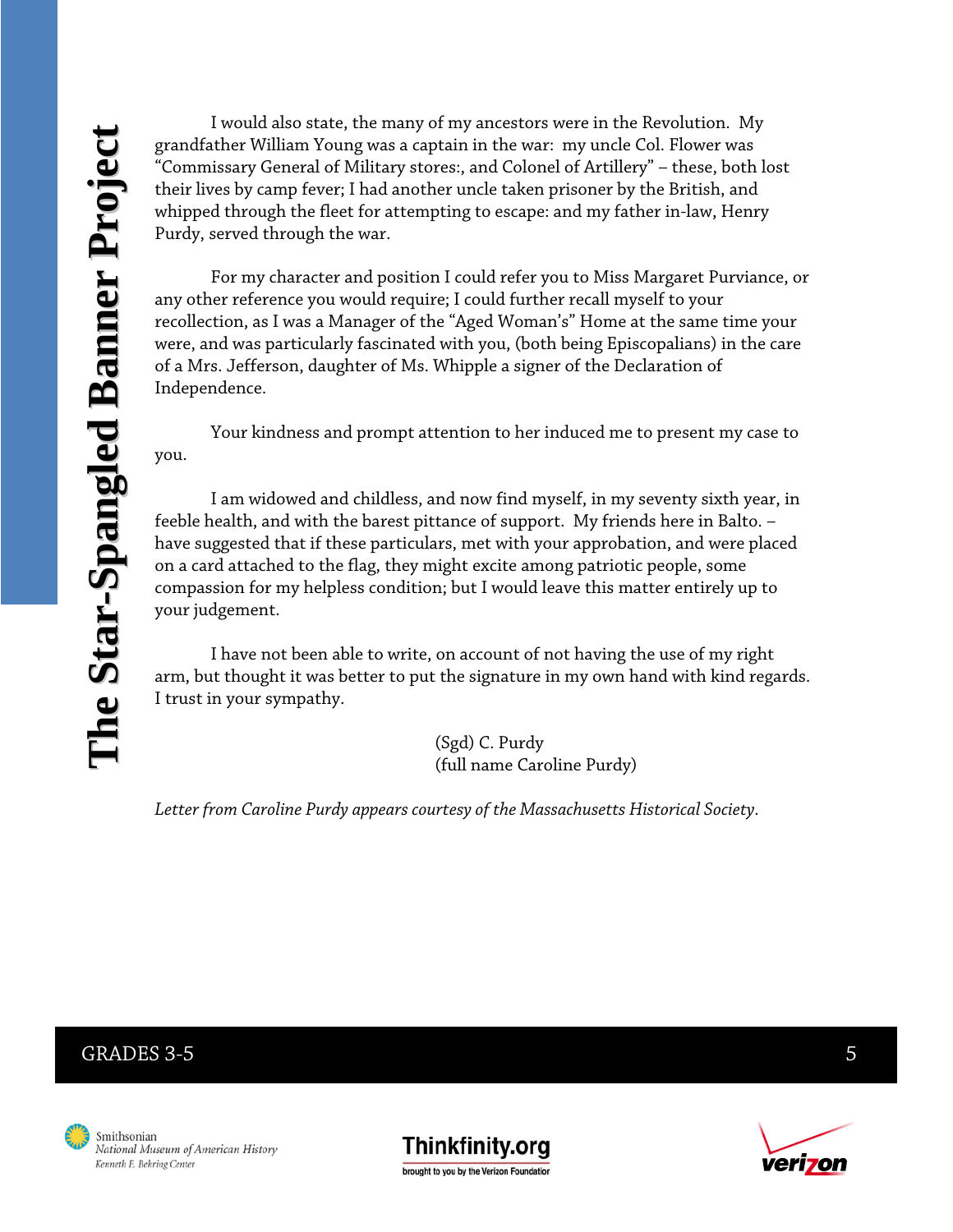I would also state, the many of my ancestors were in the Revolution. My grandfather William Young was a captain in the war: my uncle Col. Flower was "Commissary General of Military stores:, and Colonel of Artillery" – these, both lost their lives by camp fever; I had another uncle taken prisoner by the British, and whipped through the fleet for attempting to escape: and my father in-law, Henry Purdy, served through the war.

For my character and position I could refer you to Miss Margaret Purviance, or any other reference you would require; I could further recall myself to your recollection, as I was a Manager of the "Aged Woman's" Home at the same time your were, and was particularly fascinated with you, (both being Episcopalians) in the care of a Mrs. Jefferson, daughter of Ms. Whipple a signer of the Declaration of Independence.

Your kindness and prompt attention to her induced me to present my case to you.

I am widowed and childless, and now find myself, in my seventy sixth year, in feeble health, and with the barest pittance of support. My friends here in Balto. – have suggested that if these particulars, met with your approbation, and were placed on a card attached to the flag, they might excite among patriotic people, some compassion for my helpless condition; but I would leave this matter entirely up to your judgement.

I have not been able to write, on account of not having the use of my right arm, but thought it was better to put the signature in my own hand with kind regards. I trust in your sympathy.

(Sgd) C. Purdy
(full name Caroline Purdy)

*Letter from Caroline Purdy appears courtesy of the Massachusetts Historical Society.*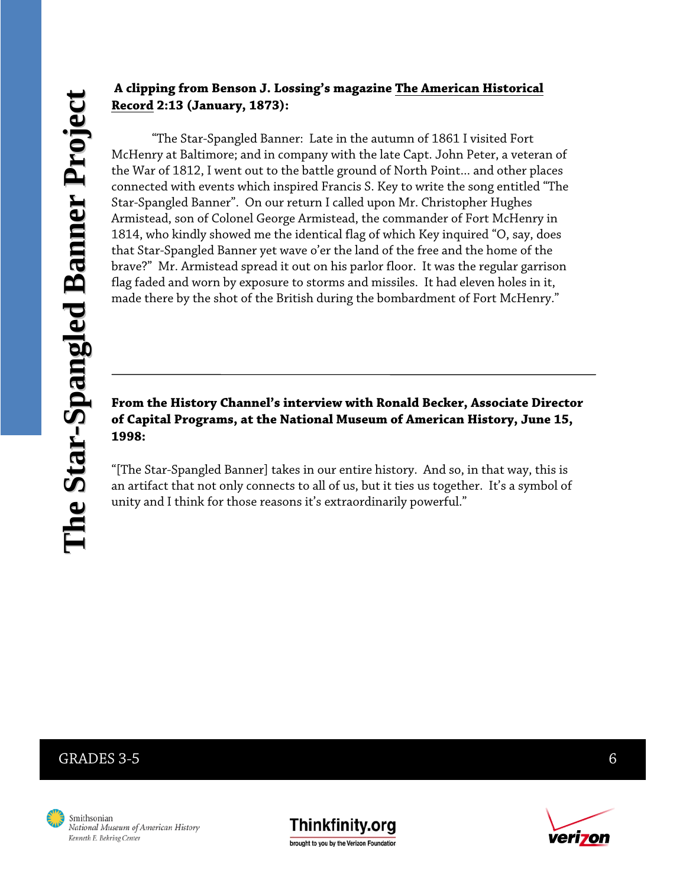**A clipping from Benson J. Lossing's magazine <u>The American Historical Record</u> 2:13 (January, 1873):**

"The Star-Spangled Banner: Late in the autumn of 1861 I visited Fort McHenry at Baltimore; and in company with the late Capt. John Peter, a veteran of the War of 1812, I went out to the battle ground of North Point… and other places connected with events which inspired Francis S. Key to write the song entitled "The Star-Spangled Banner". On our return I called upon Mr. Christopher Hughes Armistead, son of Colonel George Armistead, the commander of Fort McHenry in 1814, who kindly showed me the identical flag of which Key inquired "O, say, does that Star-Spangled Banner yet wave o'er the land of the free and the home of the brave?" Mr. Armistead spread it out on his parlor floor. It was the regular garrison flag faded and worn by exposure to storms and missiles. It had eleven holes in it, made there by the shot of the British during the bombardment of Fort McHenry."

---

**From the History Channel's interview with Ronald Becker, Associate Director of Capital Programs, at the National Museum of American History, June 15, 1998:**

"[The Star-Spangled Banner] takes in our entire history. And so, in that way, this is an artifact that not only connects to all of us, but it ties us together. It's a symbol of unity and I think for those reasons it's extraordinarily powerful."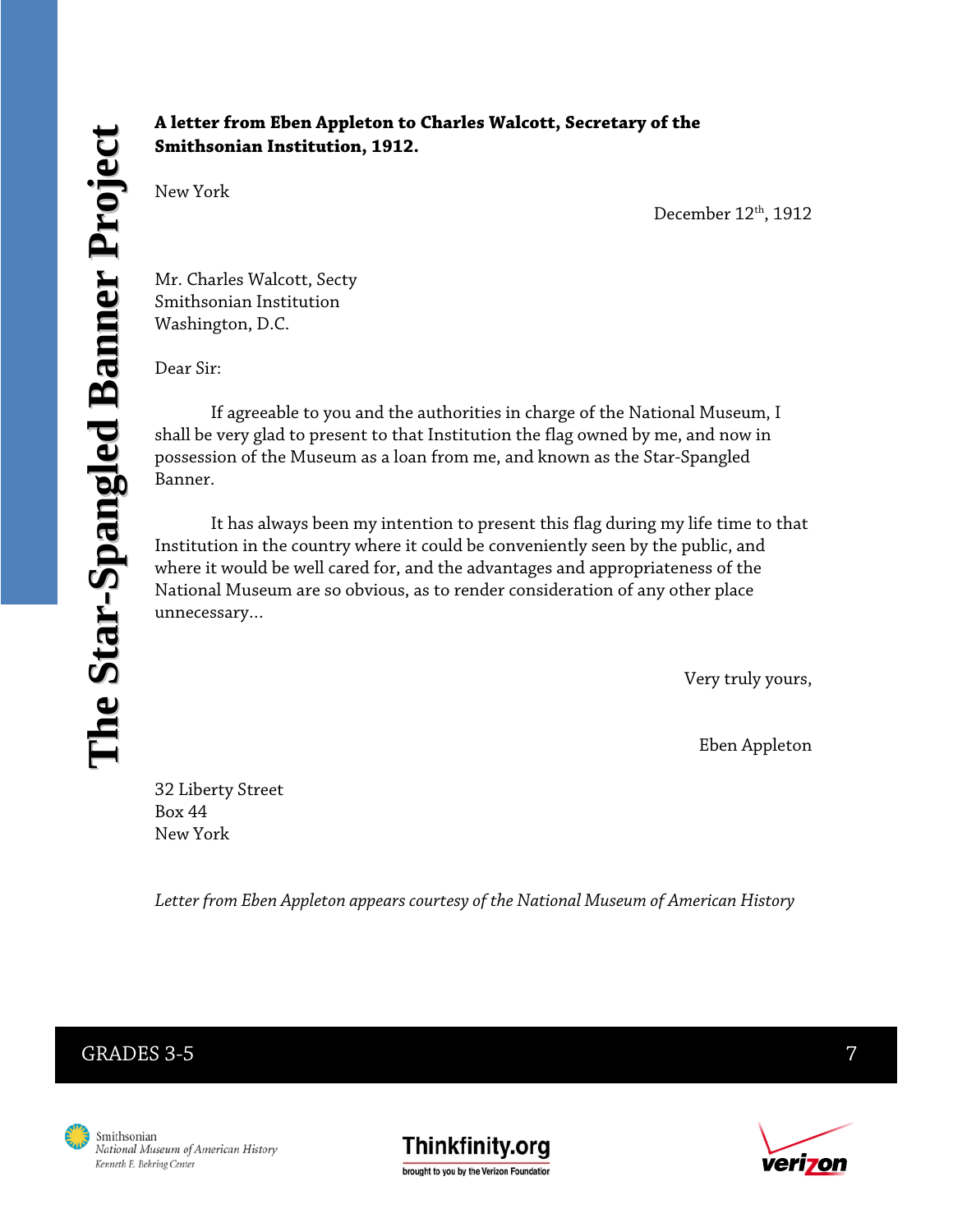**A letter from Eben Appleton to Charles Walcott, Secretary of the Smithsonian Institution, 1912.**

New York

December 12th, 1912

Mr. Charles Walcott, Secty
Smithsonian Institution
Washington, D.C.

Dear Sir:

If agreeable to you and the authorities in charge of the National Museum, I shall be very glad to present to that Institution the flag owned by me, and now in possession of the Museum as a loan from me, and known as the Star-Spangled Banner.

It has always been my intention to present this flag during my life time to that Institution in the country where it could be conveniently seen by the public, and where it would be well cared for, and the advantages and appropriateness of the National Museum are so obvious, as to render consideration of any other place unnecessary…

Very truly yours,

Eben Appleton

32 Liberty Street
Box 44
New York

*Letter from Eben Appleton appears courtesy of the National Museum of American History*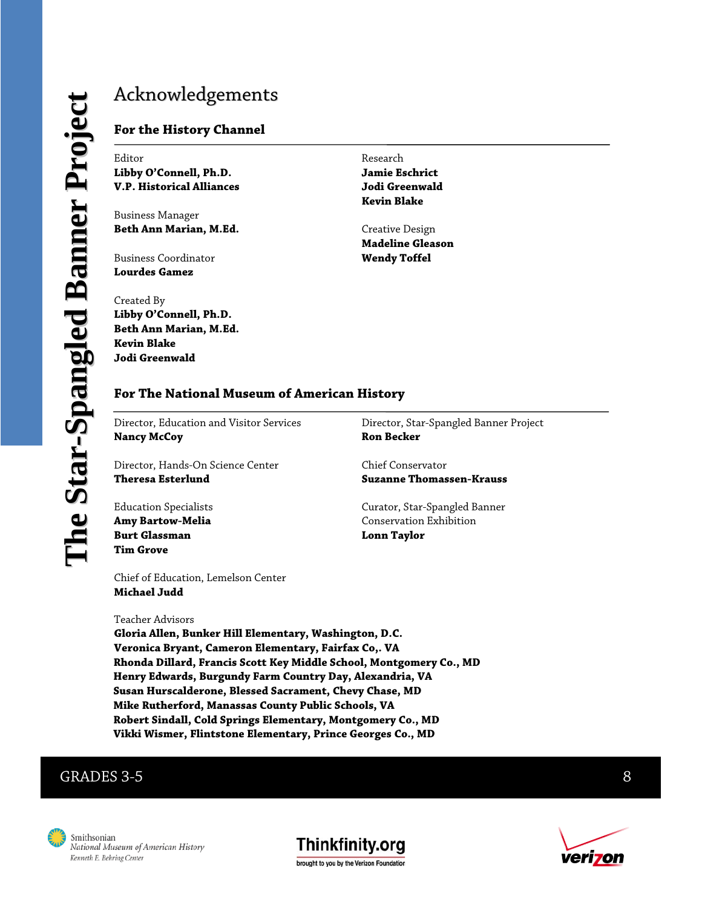# Acknowledgements

## For the History Channel

Editor
**Libby O'Connell, Ph.D.**
**V.P. Historical Alliances**

Business Manager
**Beth Ann Marian, M.Ed.**

Business Coordinator
**Lourdes Gamez**

Created By
**Libby O'Connell, Ph.D.**
**Beth Ann Marian, M.Ed.**
**Kevin Blake**
**Jodi Greenwald**

Research
**Jamie Eschrict**
**Jodi Greenwald**
**Kevin Blake**

Creative Design
**Madeline Gleason**
**Wendy Toffel**

## For The National Museum of American History

Director, Education and Visitor Services
**Nancy McCoy**

Director, Hands-On Science Center
**Theresa Esterlund**

Education Specialists
**Amy Bartow-Melia**
**Burt Glassman**
**Tim Grove**

Chief of Education, Lemelson Center
**Michael Judd**

Director, Star-Spangled Banner Project
**Ron Becker**

Chief Conservator
**Suzanne Thomassen-Krauss**

Curator, Star-Spangled Banner Conservation Exhibition
**Lonn Taylor**

Teacher Advisors
**Gloria Allen, Bunker Hill Elementary, Washington, D.C.**
**Veronica Bryant, Cameron Elementary, Fairfax Co,. VA**
**Rhonda Dillard, Francis Scott Key Middle School, Montgomery Co., MD**
**Henry Edwards, Burgundy Farm Country Day, Alexandria, VA**
**Susan Hurscalderone, Blessed Sacrament, Chevy Chase, MD**
**Mike Rutherford, Manassas County Public Schools, VA**
**Robert Sindall, Cold Springs Elementary, Montgomery Co., MD**
**Vikki Wismer, Flintstone Elementary, Prince Georges Co., MD**